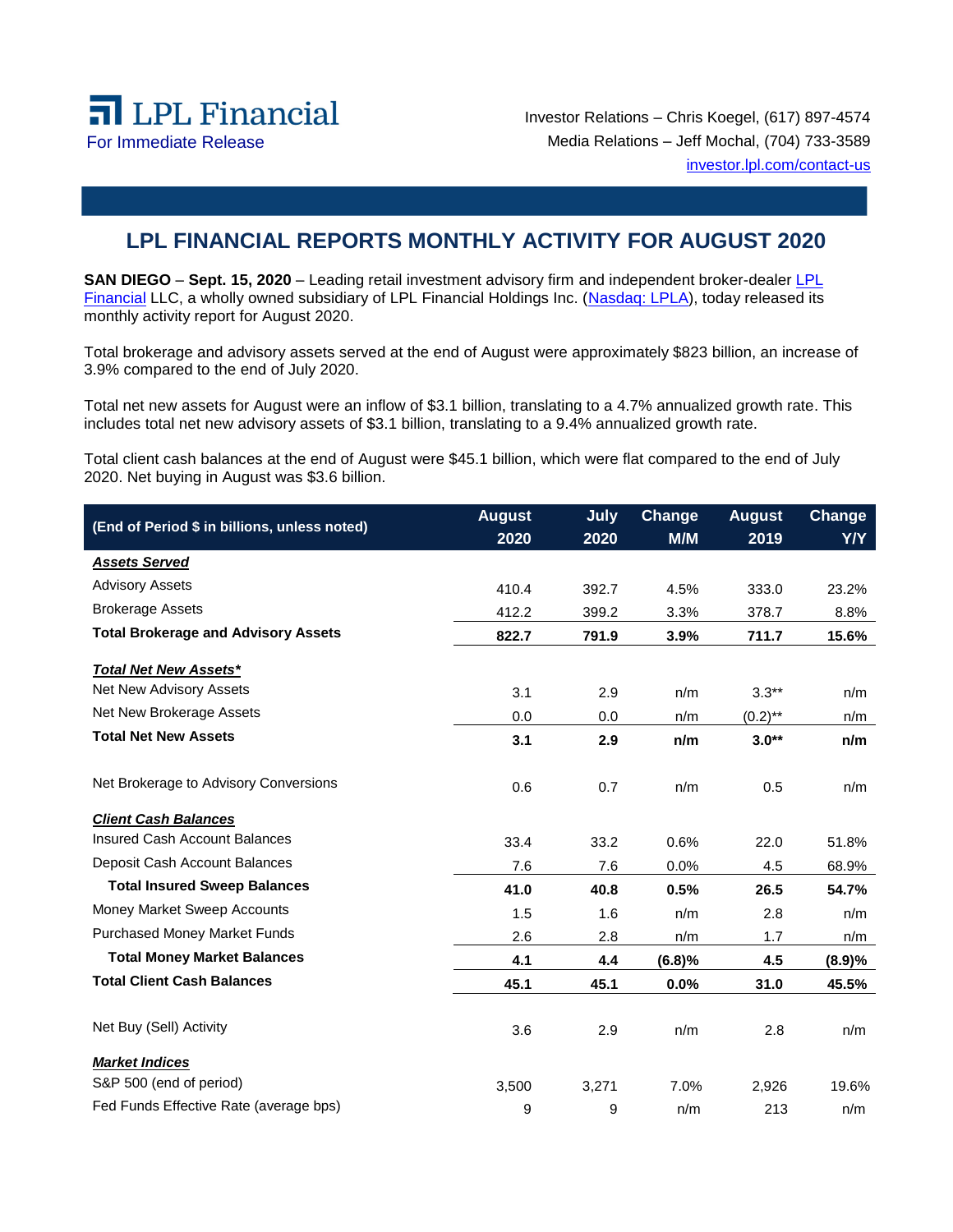LPL Financial

For Immediate Release

Investor Relations – Chris Koegel, (617) 897-4574
Media Relations – Jeff Mochal, (704) 733-3589
investor.lpl.com/contact-us

# LPL FINANCIAL REPORTS MONTHLY ACTIVITY FOR AUGUST 2020

**SAN DIEGO** – **Sept. 15, 2020** – Leading retail investment advisory firm and independent broker-dealer LPL Financial LLC, a wholly owned subsidiary of LPL Financial Holdings Inc. (Nasdaq: LPLA), today released its monthly activity report for August 2020.

Total brokerage and advisory assets served at the end of August were approximately $823 billion, an increase of 3.9% compared to the end of July 2020.

Total net new assets for August were an inflow of $3.1 billion, translating to a 4.7% annualized growth rate. This includes total net new advisory assets of $3.1 billion, translating to a 9.4% annualized growth rate.

Total client cash balances at the end of August were $45.1 billion, which were flat compared to the end of July 2020. Net buying in August was $3.6 billion.

| (End of Period $ in billions, unless noted) | August 2020 | July 2020 | Change M/M | August 2019 | Change Y/Y |
|---|---|---|---|---|---|
| ***Assets Served*** | | | | | |
| Advisory Assets | 410.4 | 392.7 | 4.5% | 333.0 | 23.2% |
| Brokerage Assets | 412.2 | 399.2 | 3.3% | 378.7 | 8.8% |
| **Total Brokerage and Advisory Assets** | **822.7** | **791.9** | **3.9%** | **711.7** | **15.6%** |
| ***Total Net New Assets**** | | | | | |
| Net New Advisory Assets | 3.1 | 2.9 | n/m | 3.3** | n/m |
| Net New Brokerage Assets | 0.0 | 0.0 | n/m | (0.2)** | n/m |
| **Total Net New Assets** | **3.1** | **2.9** | **n/m** | **3.0**** | **n/m** |
| Net Brokerage to Advisory Conversions | 0.6 | 0.7 | n/m | 0.5 | n/m |
| ***Client Cash Balances*** | | | | | |
| Insured Cash Account Balances | 33.4 | 33.2 | 0.6% | 22.0 | 51.8% |
| Deposit Cash Account Balances | 7.6 | 7.6 | 0.0% | 4.5 | 68.9% |
| **Total Insured Sweep Balances** | **41.0** | **40.8** | **0.5%** | **26.5** | **54.7%** |
| Money Market Sweep Accounts | 1.5 | 1.6 | n/m | 2.8 | n/m |
| Purchased Money Market Funds | 2.6 | 2.8 | n/m | 1.7 | n/m |
| **Total Money Market Balances** | **4.1** | **4.4** | **(6.8)%** | **4.5** | **(8.9)%** |
| **Total Client Cash Balances** | **45.1** | **45.1** | **0.0%** | **31.0** | **45.5%** |
| Net Buy (Sell) Activity | 3.6 | 2.9 | n/m | 2.8 | n/m |
| ***Market Indices*** | | | | | |
| S&P 500 (end of period) | 3,500 | 3,271 | 7.0% | 2,926 | 19.6% |
| Fed Funds Effective Rate (average bps) | 9 | 9 | n/m | 213 | n/m |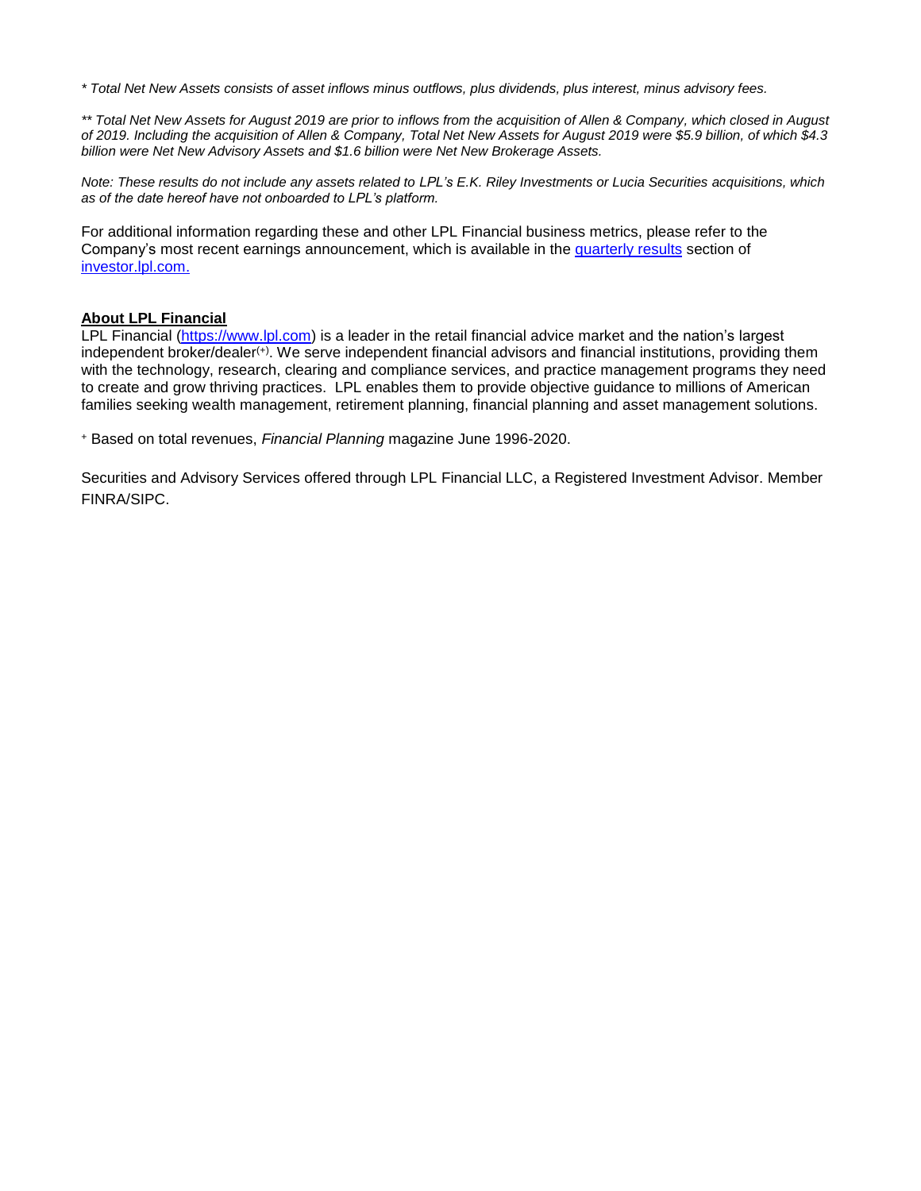*\* Total Net New Assets consists of asset inflows minus outflows, plus dividends, plus interest, minus advisory fees.*

*\*\* Total Net New Assets for August 2019 are prior to inflows from the acquisition of Allen & Company, which closed in August of 2019. Including the acquisition of Allen & Company, Total Net New Assets for August 2019 were $5.9 billion, of which $4.3 billion were Net New Advisory Assets and $1.6 billion were Net New Brokerage Assets.*

*Note: These results do not include any assets related to LPL's E.K. Riley Investments or Lucia Securities acquisitions, which as of the date hereof have not onboarded to LPL's platform.*

For additional information regarding these and other LPL Financial business metrics, please refer to the Company's most recent earnings announcement, which is available in the quarterly results section of investor.lpl.com.

**About LPL Financial**

LPL Financial (https://www.lpl.com) is a leader in the retail financial advice market and the nation's largest independent broker/dealer(+). We serve independent financial advisors and financial institutions, providing them with the technology, research, clearing and compliance services, and practice management programs they need to create and grow thriving practices. LPL enables them to provide objective guidance to millions of American families seeking wealth management, retirement planning, financial planning and asset management solutions.

+ Based on total revenues, *Financial Planning* magazine June 1996-2020.

Securities and Advisory Services offered through LPL Financial LLC, a Registered Investment Advisor. Member FINRA/SIPC.